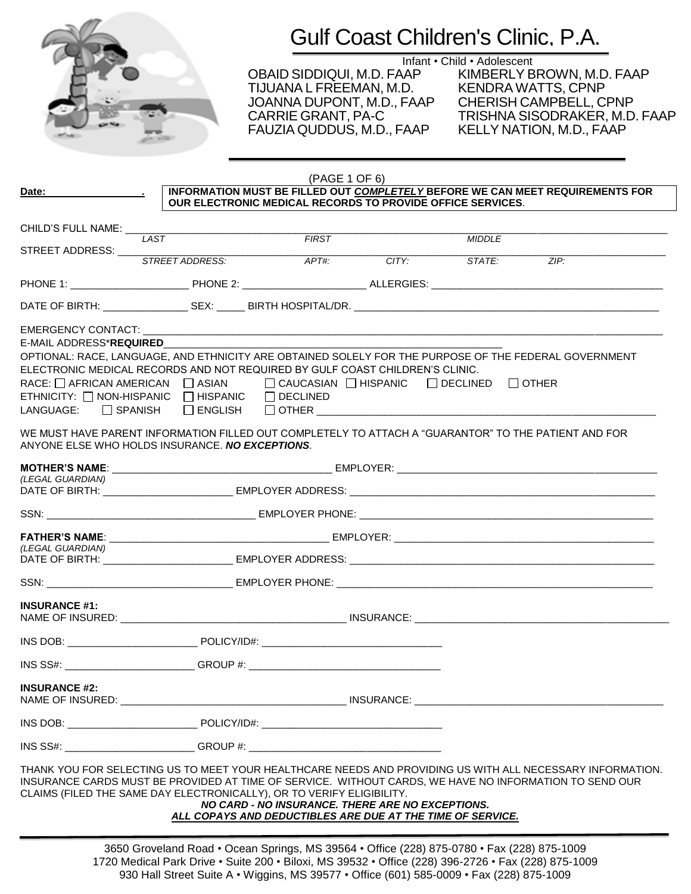# Gulf Coast Children's Clinic, P.A.

Infant • Child • Adolescent

OBAID SIDDIQUI, M.D. FAAP
TIJUANA L FREEMAN, M.D.
JOANNA DUPONT, M.D., FAAP
CARRIE GRANT, PA-C
FAUZIA QUDDUS, M.D., FAAP
KIMBERLY BROWN, M.D. FAAP
KENDRA WATTS, CPNP
CHERISH CAMPBELL, CPNP
TRISHNA SISODRAKER, M.D. FAAP
KELLY NATION, M.D., FAAP

(PAGE 1 OF 6)

**Date:** ________________.

**INFORMATION MUST BE FILLED OUT *COMPLETELY* BEFORE WE CAN MEET REQUIREMENTS FOR OUR ELECTRONIC MEDICAL RECORDS TO PROVIDE OFFICE SERVICES.**

CHILD'S FULL NAME: ______________________________________________
*LAST* *FIRST* *MIDDLE*

STREET ADDRESS: ______________________________________________
*STREET ADDRESS:* *APT#:* *CITY:* *STATE:* *ZIP:*

PHONE 1: ____________________ PHONE 2: ____________________ ALLERGIES: ______________________________

DATE OF BIRTH: ______________ SEX: _____ BIRTH HOSPITAL/DR. ______________________________

EMERGENCY CONTACT: ______________________________________________

E-MAIL ADDRESS***REQUIRED**______________________________________________

OPTIONAL: RACE, LANGUAGE, AND ETHNICITY ARE OBTAINED SOLELY FOR THE PURPOSE OF THE FEDERAL GOVERNMENT ELECTRONIC MEDICAL RECORDS AND NOT REQUIRED BY GULF COAST CHILDREN'S CLINIC.

RACE: ☐ AFRICAN AMERICAN ☐ ASIAN ☐ CAUCASIAN ☐ HISPANIC ☐ DECLINED ☐ OTHER

ETHNICITY: ☐ NON-HISPANIC ☐ HISPANIC ☐ DECLINED

LANGUAGE: ☐ SPANISH ☐ ENGLISH ☐ OTHER ______________________________

WE MUST HAVE PARENT INFORMATION FILLED OUT COMPLETELY TO ATTACH A "GUARANTOR" TO THE PATIENT AND FOR ANYONE ELSE WHO HOLDS INSURANCE. ***NO EXCEPTIONS***.

**MOTHER'S NAME**: ______________________________ EMPLOYER: ______________________________
*(LEGAL GUARDIAN)*

DATE OF BIRTH: ____________________ EMPLOYER ADDRESS: ______________________________

SSN: ______________________________ EMPLOYER PHONE: ______________________________

**FATHER'S NAME**: ______________________________ EMPLOYER: ______________________________
*(LEGAL GUARDIAN)*

DATE OF BIRTH: ____________________ EMPLOYER ADDRESS: ______________________________

SSN: ______________________________ EMPLOYER PHONE: ______________________________

**INSURANCE #1:**

NAME OF INSURED: ______________________________ INSURANCE: ______________________________

INS DOB: ____________________ POLICY/ID#: ______________________________

INS SS#: ____________________ GROUP #: ______________________________

**INSURANCE #2:**

NAME OF INSURED: ______________________________ INSURANCE: ______________________________

INS DOB: ____________________ POLICY/ID#: ______________________________

INS SS#: ____________________ GROUP #: ______________________________

THANK YOU FOR SELECTING US TO MEET YOUR HEALTHCARE NEEDS AND PROVIDING US WITH ALL NECESSARY INFORMATION. INSURANCE CARDS MUST BE PROVIDED AT TIME OF SERVICE. WITHOUT CARDS, WE HAVE NO INFORMATION TO SEND OUR CLAIMS (FILED THE SAME DAY ELECTRONICALLY), OR TO VERIFY ELIGIBILITY.

***NO CARD - NO INSURANCE. THERE ARE NO EXCEPTIONS.***
***ALL COPAYS AND DEDUCTIBLES ARE DUE AT THE TIME OF SERVICE.***

3650 Groveland Road • Ocean Springs, MS 39564 • Office (228) 875-0780 • Fax (228) 875-1009
1720 Medical Park Drive • Suite 200 • Biloxi, MS 39532 • Office (228) 396-2726 • Fax (228) 875-1009
930 Hall Street Suite A • Wiggins, MS 39577 • Office (601) 585-0009 • Fax (228) 875-1009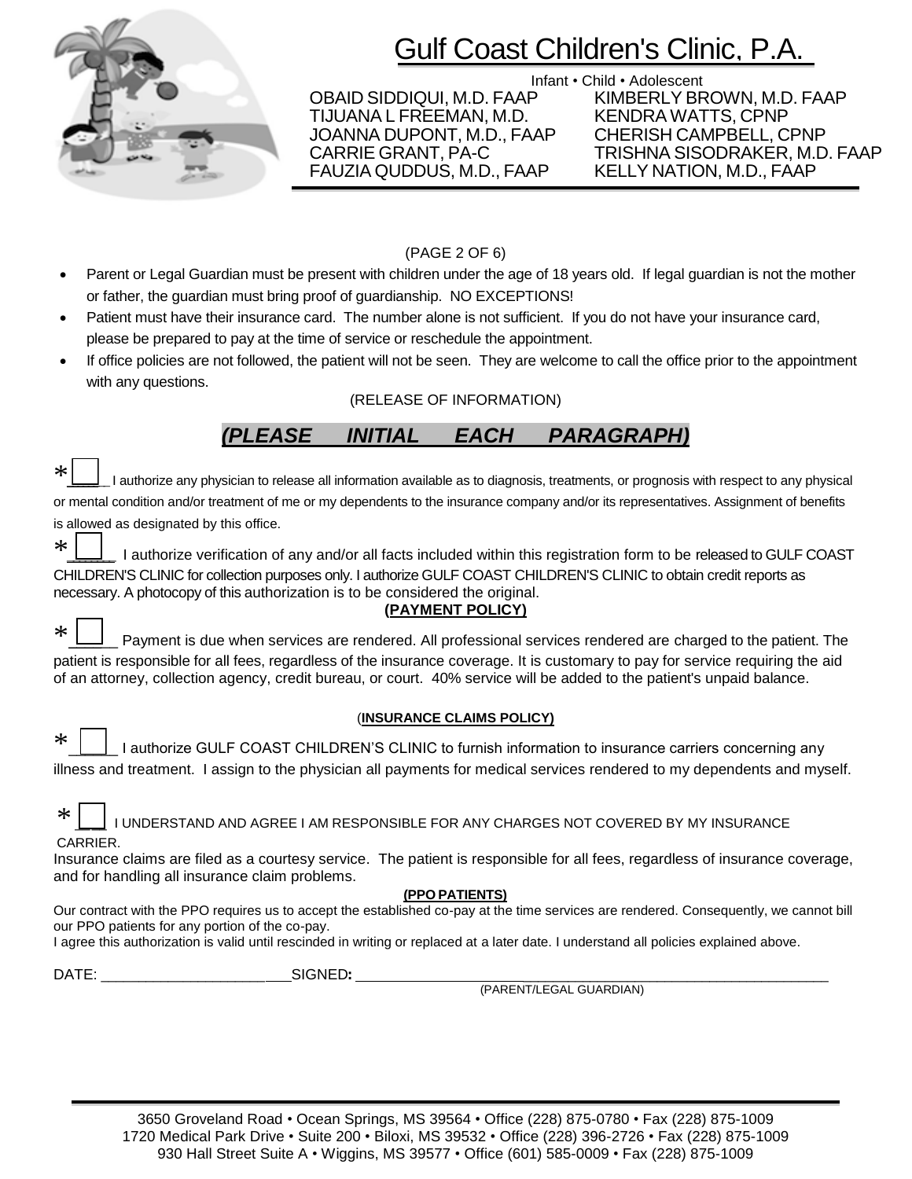# Gulf Coast Children's Clinic, P.A.

Infant • Child • Adolescent

OBAID SIDDIQUI, M.D. FAAP
TIJUANA L FREEMAN, M.D.
JOANNA DUPONT, M.D., FAAP
CARRIE GRANT, PA-C
FAUZIA QUDDUS, M.D., FAAP
KIMBERLY BROWN, M.D. FAAP
KENDRA WATTS, CPNP
CHERISH CAMPBELL, CPNP
TRISHNA SISODRAKER, M.D. FAAP
KELLY NATION, M.D., FAAP

(PAGE 2 OF 6)

- Parent or Legal Guardian must be present with children under the age of 18 years old. If legal guardian is not the mother or father, the guardian must bring proof of guardianship. NO EXCEPTIONS!
- Patient must have their insurance card. The number alone is not sufficient. If you do not have your insurance card, please be prepared to pay at the time of service or reschedule the appointment.
- If office policies are not followed, the patient will not be seen. They are welcome to call the office prior to the appointment with any questions.

(RELEASE OF INFORMATION)

***(PLEASE INITIAL EACH PARAGRAPH)***

* ☐ ____ I authorize any physician to release all information available as to diagnosis, treatments, or prognosis with respect to any physical or mental condition and/or treatment of me or my dependents to the insurance company and/or its representatives. Assignment of benefits is allowed as designated by this office.

* ☐ ____ I authorize verification of any and/or all facts included within this registration form to be released to GULF COAST CHILDREN'S CLINIC for collection purposes only. I authorize GULF COAST CHILDREN'S CLINIC to obtain credit reports as necessary. A photocopy of this authorization is to be considered the original.

**(PAYMENT POLICY)**

* ☐ ____ Payment is due when services are rendered. All professional services rendered are charged to the patient. The patient is responsible for all fees, regardless of the insurance coverage. It is customary to pay for service requiring the aid of an attorney, collection agency, credit bureau, or court. 40% service will be added to the patient's unpaid balance.

(**INSURANCE CLAIMS POLICY)**

* ☐ ____ I authorize GULF COAST CHILDREN'S CLINIC to furnish information to insurance carriers concerning any illness and treatment. I assign to the physician all payments for medical services rendered to my dependents and myself.

* ☐ ____ I UNDERSTAND AND AGREE I AM RESPONSIBLE FOR ANY CHARGES NOT COVERED BY MY INSURANCE CARRIER.

Insurance claims are filed as a courtesy service. The patient is responsible for all fees, regardless of insurance coverage, and for handling all insurance claim problems.

**(PPO PATIENTS)**

Our contract with the PPO requires us to accept the established co-pay at the time services are rendered. Consequently, we cannot bill our PPO patients for any portion of the co-pay.

I agree this authorization is valid until rescinded in writing or replaced at a later date. I understand all policies explained above.

DATE: __________________________ SIGNED: ______________________________________________
(PARENT/LEGAL GUARDIAN)

3650 Groveland Road • Ocean Springs, MS 39564 • Office (228) 875-0780 • Fax (228) 875-1009
1720 Medical Park Drive • Suite 200 • Biloxi, MS 39532 • Office (228) 396-2726 • Fax (228) 875-1009
930 Hall Street Suite A • Wiggins, MS 39577 • Office (601) 585-0009 • Fax (228) 875-1009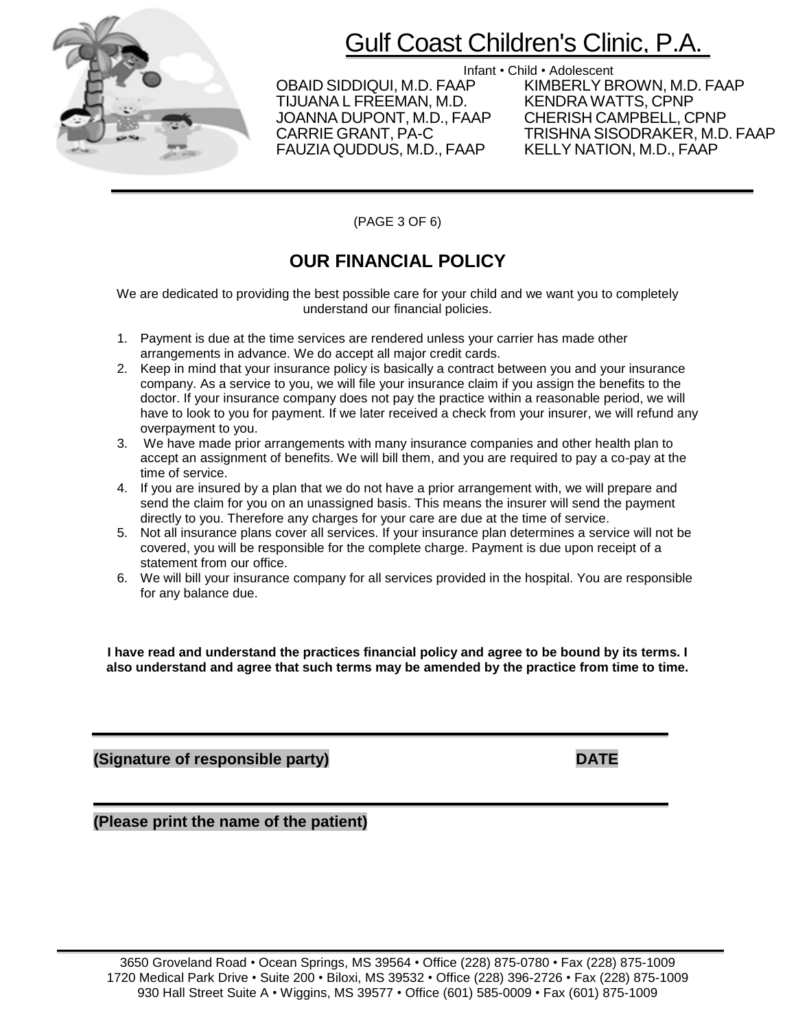# Gulf Coast Children's Clinic, P.A.

Infant • Child • Adolescent

OBAID SIDDIQUI, M.D. FAAP
TIJUANA L FREEMAN, M.D.
JOANNA DUPONT, M.D., FAAP
CARRIE GRANT, PA-C
FAUZIA QUDDUS, M.D., FAAP
KIMBERLY BROWN, M.D. FAAP
KENDRA WATTS, CPNP
CHERISH CAMPBELL, CPNP
TRISHNA SISODRAKER, M.D. FAAP
KELLY NATION, M.D., FAAP

(PAGE 3 OF 6)

## OUR FINANCIAL POLICY

We are dedicated to providing the best possible care for your child and we want you to completely understand our financial policies.

1. Payment is due at the time services are rendered unless your carrier has made other arrangements in advance. We do accept all major credit cards.
2. Keep in mind that your insurance policy is basically a contract between you and your insurance company. As a service to you, we will file your insurance claim if you assign the benefits to the doctor. If your insurance company does not pay the practice within a reasonable period, we will have to look to you for payment. If we later received a check from your insurer, we will refund any overpayment to you.
3. We have made prior arrangements with many insurance companies and other health plan to accept an assignment of benefits. We will bill them, and you are required to pay a co-pay at the time of service.
4. If you are insured by a plan that we do not have a prior arrangement with, we will prepare and send the claim for you on an unassigned basis. This means the insurer will send the payment directly to you. Therefore any charges for your care are due at the time of service.
5. Not all insurance plans cover all services. If your insurance plan determines a service will not be covered, you will be responsible for the complete charge. Payment is due upon receipt of a statement from our office.
6. We will bill your insurance company for all services provided in the hospital. You are responsible for any balance due.

**I have read and understand the practices financial policy and agree to be bound by its terms. I also understand and agree that such terms may be amended by the practice from time to time.**

______________________________________________

**(Signature of responsible party)** **DATE**

______________________________________________

**(Please print the name of the patient)**

3650 Groveland Road • Ocean Springs, MS 39564 • Office (228) 875-0780 • Fax (228) 875-1009
1720 Medical Park Drive • Suite 200 • Biloxi, MS 39532 • Office (228) 396-2726 • Fax (228) 875-1009
930 Hall Street Suite A • Wiggins, MS 39577 • Office (601) 585-0009 • Fax (601) 875-1009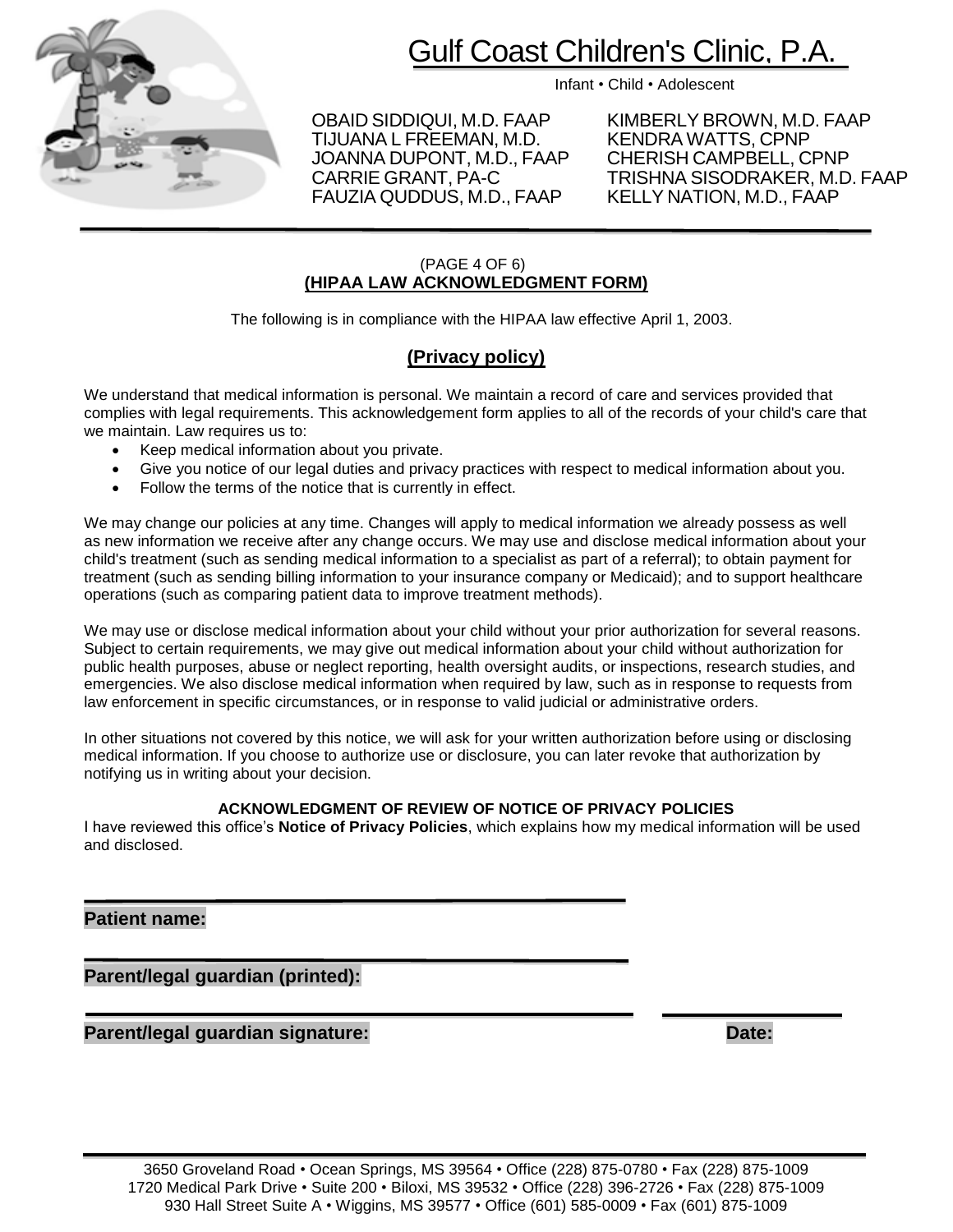# Gulf Coast Children's Clinic, P.A.

Infant • Child • Adolescent

OBAID SIDDIQUI, M.D. FAAP
TIJUANA L FREEMAN, M.D.
JOANNA DUPONT, M.D., FAAP
CARRIE GRANT, PA-C
FAUZIA QUDDUS, M.D., FAAP
KIMBERLY BROWN, M.D. FAAP
KENDRA WATTS, CPNP
CHERISH CAMPBELL, CPNP
TRISHNA SISODRAKER, M.D. FAAP
KELLY NATION, M.D., FAAP

(PAGE 4 OF 6)

## (HIPAA LAW ACKNOWLEDGMENT FORM)

The following is in compliance with the HIPAA law effective April 1, 2003.

## (Privacy policy)

We understand that medical information is personal. We maintain a record of care and services provided that complies with legal requirements. This acknowledgement form applies to all of the records of your child's care that we maintain. Law requires us to:

- Keep medical information about you private.
- Give you notice of our legal duties and privacy practices with respect to medical information about you.
- Follow the terms of the notice that is currently in effect.

We may change our policies at any time. Changes will apply to medical information we already possess as well as new information we receive after any change occurs. We may use and disclose medical information about your child's treatment (such as sending medical information to a specialist as part of a referral); to obtain payment for treatment (such as sending billing information to your insurance company or Medicaid); and to support healthcare operations (such as comparing patient data to improve treatment methods).

We may use or disclose medical information about your child without your prior authorization for several reasons. Subject to certain requirements, we may give out medical information about your child without authorization for public health purposes, abuse or neglect reporting, health oversight audits, or inspections, research studies, and emergencies. We also disclose medical information when required by law, such as in response to requests from law enforcement in specific circumstances, or in response to valid judicial or administrative orders.

In other situations not covered by this notice, we will ask for your written authorization before using or disclosing medical information. If you choose to authorize use or disclosure, you can later revoke that authorization by notifying us in writing about your decision.

**ACKNOWLEDGMENT OF REVIEW OF NOTICE OF PRIVACY POLICIES**

I have reviewed this office's **Notice of Privacy Policies**, which explains how my medical information will be used and disclosed.

______________________________

**Patient name:**

______________________________

**Parent/legal guardian (printed):**

______________________________ ______________

**Parent/legal guardian signature:** **Date:**

3650 Groveland Road • Ocean Springs, MS 39564 • Office (228) 875-0780 • Fax (228) 875-1009
1720 Medical Park Drive • Suite 200 • Biloxi, MS 39532 • Office (228) 396-2726 • Fax (228) 875-1009
930 Hall Street Suite A • Wiggins, MS 39577 • Office (601) 585-0009 • Fax (601) 875-1009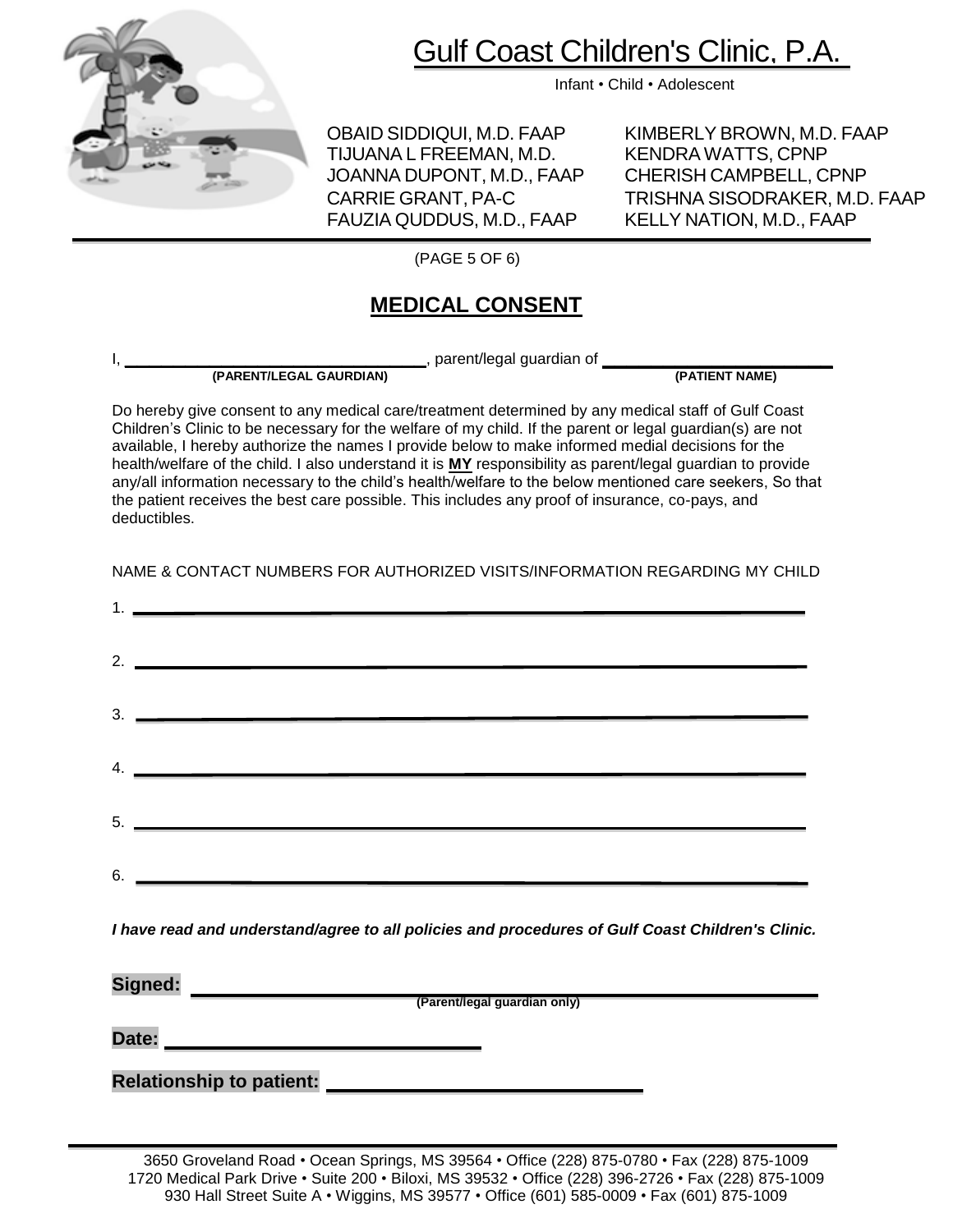# Gulf Coast Children's Clinic, P.A.

Infant • Child • Adolescent

OBAID SIDDIQUI, M.D. FAAP
TIJUANA L FREEMAN, M.D.
JOANNA DUPONT, M.D., FAAP
CARRIE GRANT, PA-C
FAUZIA QUDDUS, M.D., FAAP
KIMBERLY BROWN, M.D. FAAP
KENDRA WATTS, CPNP
CHERISH CAMPBELL, CPNP
TRISHNA SISODRAKER, M.D. FAAP
KELLY NATION, M.D., FAAP

## MEDICAL CONSENT

I, ______________________________, parent/legal guardian of ______________________
**(PARENT/LEGAL GAURDIAN)** **(PATIENT NAME)**

Do hereby give consent to any medical care/treatment determined by any medical staff of Gulf Coast Children's Clinic to be necessary for the welfare of my child. If the parent or legal guardian(s) are not available, I hereby authorize the names I provide below to make informed medial decisions for the health/welfare of the child. I also understand it is **MY** responsibility as parent/legal guardian to provide any/all information necessary to the child's health/welfare to the below mentioned care seekers, So that the patient receives the best care possible. This includes any proof of insurance, co-pays, and deductibles.

NAME & CONTACT NUMBERS FOR AUTHORIZED VISITS/INFORMATION REGARDING MY CHILD

1. ______________________________________________
2. ______________________________________________
3. ______________________________________________
4. ______________________________________________
5. ______________________________________________
6. ______________________________________________

***I have read and understand/agree to all policies and procedures of Gulf Coast Children's Clinic.***

**Signed:** ______________________________________________
**(Parent/legal guardian only)**

**Date:** ______________________________

**Relationship to patient:** ______________________________

3650 Groveland Road • Ocean Springs, MS 39564 • Office (228) 875-0780 • Fax (228) 875-1009
1720 Medical Park Drive • Suite 200 • Biloxi, MS 39532 • Office (228) 396-2726 • Fax (228) 875-1009
930 Hall Street Suite A • Wiggins, MS 39577 • Office (601) 585-0009 • Fax (601) 875-1009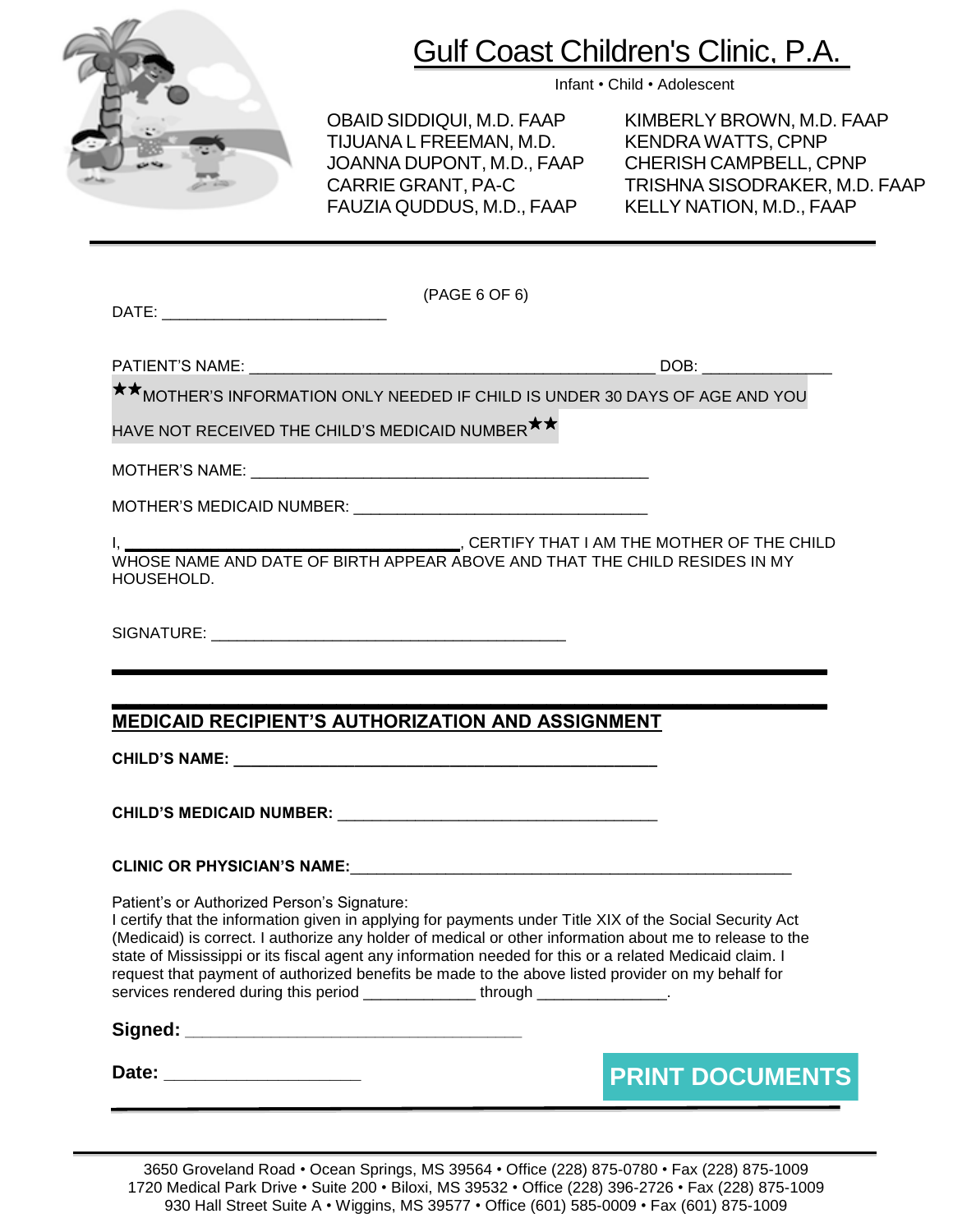# Gulf Coast Children's Clinic, P.A.

Infant • Child • Adolescent

OBAID SIDDIQUI, M.D. FAAP
TIJUANA L FREEMAN, M.D.
JOANNA DUPONT, M.D., FAAP
CARRIE GRANT, PA-C
FAUZIA QUDDUS, M.D., FAAP
KIMBERLY BROWN, M.D. FAAP
KENDRA WATTS, CPNP
CHERISH CAMPBELL, CPNP
TRISHNA SISODRAKER, M.D. FAAP
KELLY NATION, M.D., FAAP

(PAGE 6 OF 6)

DATE: ___________________________

PATIENT'S NAME: ________________________________________________ DOB: _______________

★★MOTHER'S INFORMATION ONLY NEEDED IF CHILD IS UNDER 30 DAYS OF AGE AND YOU HAVE NOT RECEIVED THE CHILD'S MEDICAID NUMBER★★

MOTHER'S NAME: _______________________________________________

MOTHER'S MEDICAID NUMBER: ___________________________________

I, ________________________________________, CERTIFY THAT I AM THE MOTHER OF THE CHILD WHOSE NAME AND DATE OF BIRTH APPEAR ABOVE AND THAT THE CHILD RESIDES IN MY HOUSEHOLD.

SIGNATURE: __________________________________________

## MEDICAID RECIPIENT'S AUTHORIZATION AND ASSIGNMENT

**CHILD'S NAME: __________________________________________________**

**CHILD'S MEDICAID NUMBER:** ______________________________________

**CLINIC OR PHYSICIAN'S NAME:**____________________________________________________

Patient's or Authorized Person's Signature:
I certify that the information given in applying for payments under Title XIX of the Social Security Act (Medicaid) is correct. I authorize any holder of medical or other information about me to release to the state of Mississippi or its fiscal agent any information needed for this or a related Medicaid claim. I request that payment of authorized benefits be made to the above listed provider on my behalf for services rendered during this period _____________ through _______________.

**Signed:** ___________________________________

**Date:** ______________________

PRINT DOCUMENTS

3650 Groveland Road • Ocean Springs, MS 39564 • Office (228) 875-0780 • Fax (228) 875-1009
1720 Medical Park Drive • Suite 200 • Biloxi, MS 39532 • Office (228) 396-2726 • Fax (228) 875-1009
930 Hall Street Suite A • Wiggins, MS 39577 • Office (601) 585-0009 • Fax (601) 875-1009